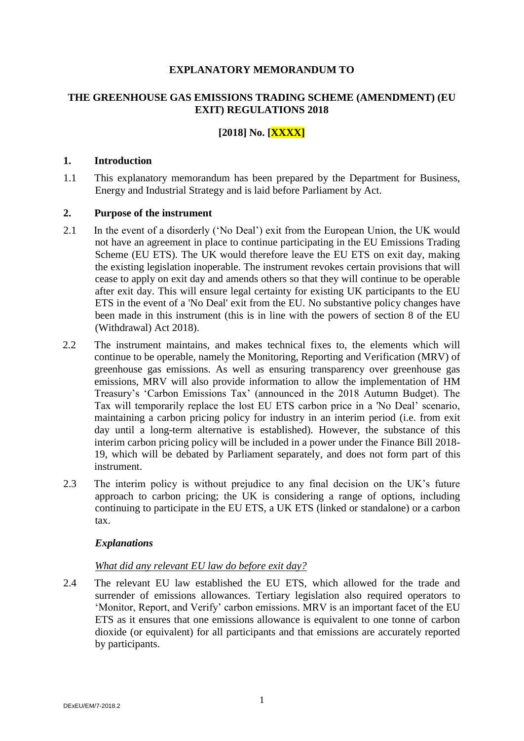**EXPLANATORY MEMORANDUM TO**

**THE GREENHOUSE GAS EMISSIONS TRADING SCHEME (AMENDMENT) (EU EXIT) REGULATIONS 2018**

**[2018] No. [XXXX]**

## 1. Introduction

1.1 This explanatory memorandum has been prepared by the Department for Business, Energy and Industrial Strategy and is laid before Parliament by Act.

## 2. Purpose of the instrument

2.1 In the event of a disorderly ('No Deal') exit from the European Union, the UK would not have an agreement in place to continue participating in the EU Emissions Trading Scheme (EU ETS). The UK would therefore leave the EU ETS on exit day, making the existing legislation inoperable. The instrument revokes certain provisions that will cease to apply on exit day and amends others so that they will continue to be operable after exit day. This will ensure legal certainty for existing UK participants to the EU ETS in the event of a 'No Deal' exit from the EU. No substantive policy changes have been made in this instrument (this is in line with the powers of section 8 of the EU (Withdrawal) Act 2018).

2.2 The instrument maintains, and makes technical fixes to, the elements which will continue to be operable, namely the Monitoring, Reporting and Verification (MRV) of greenhouse gas emissions. As well as ensuring transparency over greenhouse gas emissions, MRV will also provide information to allow the implementation of HM Treasury's 'Carbon Emissions Tax' (announced in the 2018 Autumn Budget). The Tax will temporarily replace the lost EU ETS carbon price in a 'No Deal' scenario, maintaining a carbon pricing policy for industry in an interim period (i.e. from exit day until a long-term alternative is established). However, the substance of this interim carbon pricing policy will be included in a power under the Finance Bill 2018-19, which will be debated by Parliament separately, and does not form part of this instrument.

2.3 The interim policy is without prejudice to any final decision on the UK's future approach to carbon pricing; the UK is considering a range of options, including continuing to participate in the EU ETS, a UK ETS (linked or standalone) or a carbon tax.

### *Explanations*

*What did any relevant EU law do before exit day?*

2.4 The relevant EU law established the EU ETS, which allowed for the trade and surrender of emissions allowances. Tertiary legislation also required operators to 'Monitor, Report, and Verify' carbon emissions. MRV is an important facet of the EU ETS as it ensures that one emissions allowance is equivalent to one tonne of carbon dioxide (or equivalent) for all participants and that emissions are accurately reported by participants.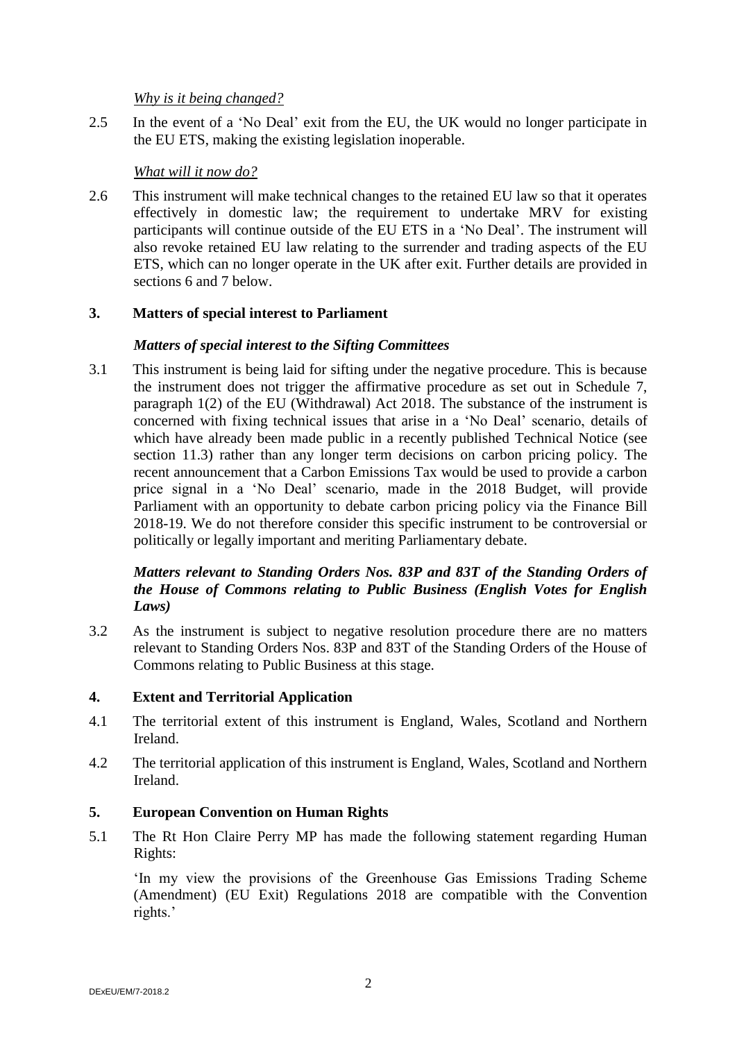*Why is it being changed?*

2.5 In the event of a 'No Deal' exit from the EU, the UK would no longer participate in the EU ETS, making the existing legislation inoperable.

*What will it now do?*

2.6 This instrument will make technical changes to the retained EU law so that it operates effectively in domestic law; the requirement to undertake MRV for existing participants will continue outside of the EU ETS in a 'No Deal'. The instrument will also revoke retained EU law relating to the surrender and trading aspects of the EU ETS, which can no longer operate in the UK after exit. Further details are provided in sections 6 and 7 below.

## 3. Matters of special interest to Parliament

### *Matters of special interest to the Sifting Committees*

3.1 This instrument is being laid for sifting under the negative procedure. This is because the instrument does not trigger the affirmative procedure as set out in Schedule 7, paragraph 1(2) of the EU (Withdrawal) Act 2018. The substance of the instrument is concerned with fixing technical issues that arise in a 'No Deal' scenario, details of which have already been made public in a recently published Technical Notice (see section 11.3) rather than any longer term decisions on carbon pricing policy. The recent announcement that a Carbon Emissions Tax would be used to provide a carbon price signal in a 'No Deal' scenario, made in the 2018 Budget, will provide Parliament with an opportunity to debate carbon pricing policy via the Finance Bill 2018-19. We do not therefore consider this specific instrument to be controversial or politically or legally important and meriting Parliamentary debate.

### *Matters relevant to Standing Orders Nos. 83P and 83T of the Standing Orders of the House of Commons relating to Public Business (English Votes for English Laws)*

3.2 As the instrument is subject to negative resolution procedure there are no matters relevant to Standing Orders Nos. 83P and 83T of the Standing Orders of the House of Commons relating to Public Business at this stage.

## 4. Extent and Territorial Application

4.1 The territorial extent of this instrument is England, Wales, Scotland and Northern Ireland.

4.2 The territorial application of this instrument is England, Wales, Scotland and Northern Ireland.

## 5. European Convention on Human Rights

5.1 The Rt Hon Claire Perry MP has made the following statement regarding Human Rights:

'In my view the provisions of the Greenhouse Gas Emissions Trading Scheme (Amendment) (EU Exit) Regulations 2018 are compatible with the Convention rights.'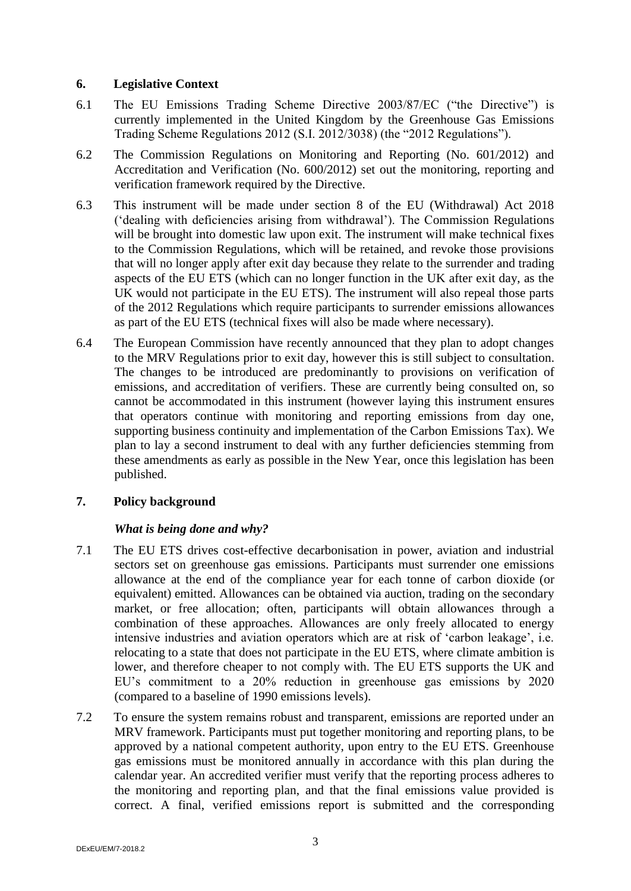## 6. Legislative Context

6.1 The EU Emissions Trading Scheme Directive 2003/87/EC ("the Directive") is currently implemented in the United Kingdom by the Greenhouse Gas Emissions Trading Scheme Regulations 2012 (S.I. 2012/3038) (the "2012 Regulations").

6.2 The Commission Regulations on Monitoring and Reporting (No. 601/2012) and Accreditation and Verification (No. 600/2012) set out the monitoring, reporting and verification framework required by the Directive.

6.3 This instrument will be made under section 8 of the EU (Withdrawal) Act 2018 ('dealing with deficiencies arising from withdrawal'). The Commission Regulations will be brought into domestic law upon exit. The instrument will make technical fixes to the Commission Regulations, which will be retained, and revoke those provisions that will no longer apply after exit day because they relate to the surrender and trading aspects of the EU ETS (which can no longer function in the UK after exit day, as the UK would not participate in the EU ETS). The instrument will also repeal those parts of the 2012 Regulations which require participants to surrender emissions allowances as part of the EU ETS (technical fixes will also be made where necessary).

6.4 The European Commission have recently announced that they plan to adopt changes to the MRV Regulations prior to exit day, however this is still subject to consultation. The changes to be introduced are predominantly to provisions on verification of emissions, and accreditation of verifiers. These are currently being consulted on, so cannot be accommodated in this instrument (however laying this instrument ensures that operators continue with monitoring and reporting emissions from day one, supporting business continuity and implementation of the Carbon Emissions Tax). We plan to lay a second instrument to deal with any further deficiencies stemming from these amendments as early as possible in the New Year, once this legislation has been published.

## 7. Policy background

### *What is being done and why?*

7.1 The EU ETS drives cost-effective decarbonisation in power, aviation and industrial sectors set on greenhouse gas emissions. Participants must surrender one emissions allowance at the end of the compliance year for each tonne of carbon dioxide (or equivalent) emitted. Allowances can be obtained via auction, trading on the secondary market, or free allocation; often, participants will obtain allowances through a combination of these approaches. Allowances are only freely allocated to energy intensive industries and aviation operators which are at risk of 'carbon leakage', i.e. relocating to a state that does not participate in the EU ETS, where climate ambition is lower, and therefore cheaper to not comply with. The EU ETS supports the UK and EU's commitment to a 20% reduction in greenhouse gas emissions by 2020 (compared to a baseline of 1990 emissions levels).

7.2 To ensure the system remains robust and transparent, emissions are reported under an MRV framework. Participants must put together monitoring and reporting plans, to be approved by a national competent authority, upon entry to the EU ETS. Greenhouse gas emissions must be monitored annually in accordance with this plan during the calendar year. An accredited verifier must verify that the reporting process adheres to the monitoring and reporting plan, and that the final emissions value provided is correct. A final, verified emissions report is submitted and the corresponding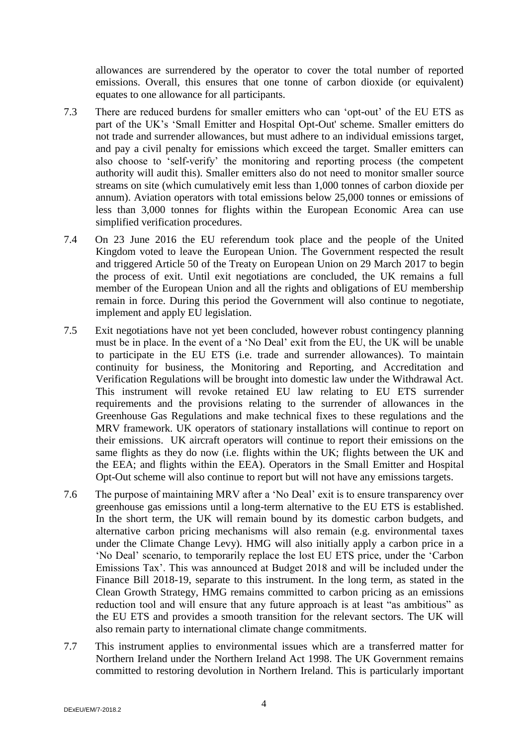allowances are surrendered by the operator to cover the total number of reported emissions. Overall, this ensures that one tonne of carbon dioxide (or equivalent) equates to one allowance for all participants.

7.3 There are reduced burdens for smaller emitters who can 'opt-out' of the EU ETS as part of the UK's 'Small Emitter and Hospital Opt-Out' scheme. Smaller emitters do not trade and surrender allowances, but must adhere to an individual emissions target, and pay a civil penalty for emissions which exceed the target. Smaller emitters can also choose to 'self-verify' the monitoring and reporting process (the competent authority will audit this). Smaller emitters also do not need to monitor smaller source streams on site (which cumulatively emit less than 1,000 tonnes of carbon dioxide per annum). Aviation operators with total emissions below 25,000 tonnes or emissions of less than 3,000 tonnes for flights within the European Economic Area can use simplified verification procedures.

7.4 On 23 June 2016 the EU referendum took place and the people of the United Kingdom voted to leave the European Union. The Government respected the result and triggered Article 50 of the Treaty on European Union on 29 March 2017 to begin the process of exit. Until exit negotiations are concluded, the UK remains a full member of the European Union and all the rights and obligations of EU membership remain in force. During this period the Government will also continue to negotiate, implement and apply EU legislation.

7.5 Exit negotiations have not yet been concluded, however robust contingency planning must be in place. In the event of a 'No Deal' exit from the EU, the UK will be unable to participate in the EU ETS (i.e. trade and surrender allowances). To maintain continuity for business, the Monitoring and Reporting, and Accreditation and Verification Regulations will be brought into domestic law under the Withdrawal Act. This instrument will revoke retained EU law relating to EU ETS surrender requirements and the provisions relating to the surrender of allowances in the Greenhouse Gas Regulations and make technical fixes to these regulations and the MRV framework. UK operators of stationary installations will continue to report on their emissions. UK aircraft operators will continue to report their emissions on the same flights as they do now (i.e. flights within the UK; flights between the UK and the EEA; and flights within the EEA). Operators in the Small Emitter and Hospital Opt-Out scheme will also continue to report but will not have any emissions targets.

7.6 The purpose of maintaining MRV after a 'No Deal' exit is to ensure transparency over greenhouse gas emissions until a long-term alternative to the EU ETS is established. In the short term, the UK will remain bound by its domestic carbon budgets, and alternative carbon pricing mechanisms will also remain (e.g. environmental taxes under the Climate Change Levy). HMG will also initially apply a carbon price in a 'No Deal' scenario, to temporarily replace the lost EU ETS price, under the 'Carbon Emissions Tax'. This was announced at Budget 2018 and will be included under the Finance Bill 2018-19, separate to this instrument. In the long term, as stated in the Clean Growth Strategy, HMG remains committed to carbon pricing as an emissions reduction tool and will ensure that any future approach is at least "as ambitious" as the EU ETS and provides a smooth transition for the relevant sectors. The UK will also remain party to international climate change commitments.

7.7 This instrument applies to environmental issues which are a transferred matter for Northern Ireland under the Northern Ireland Act 1998. The UK Government remains committed to restoring devolution in Northern Ireland. This is particularly important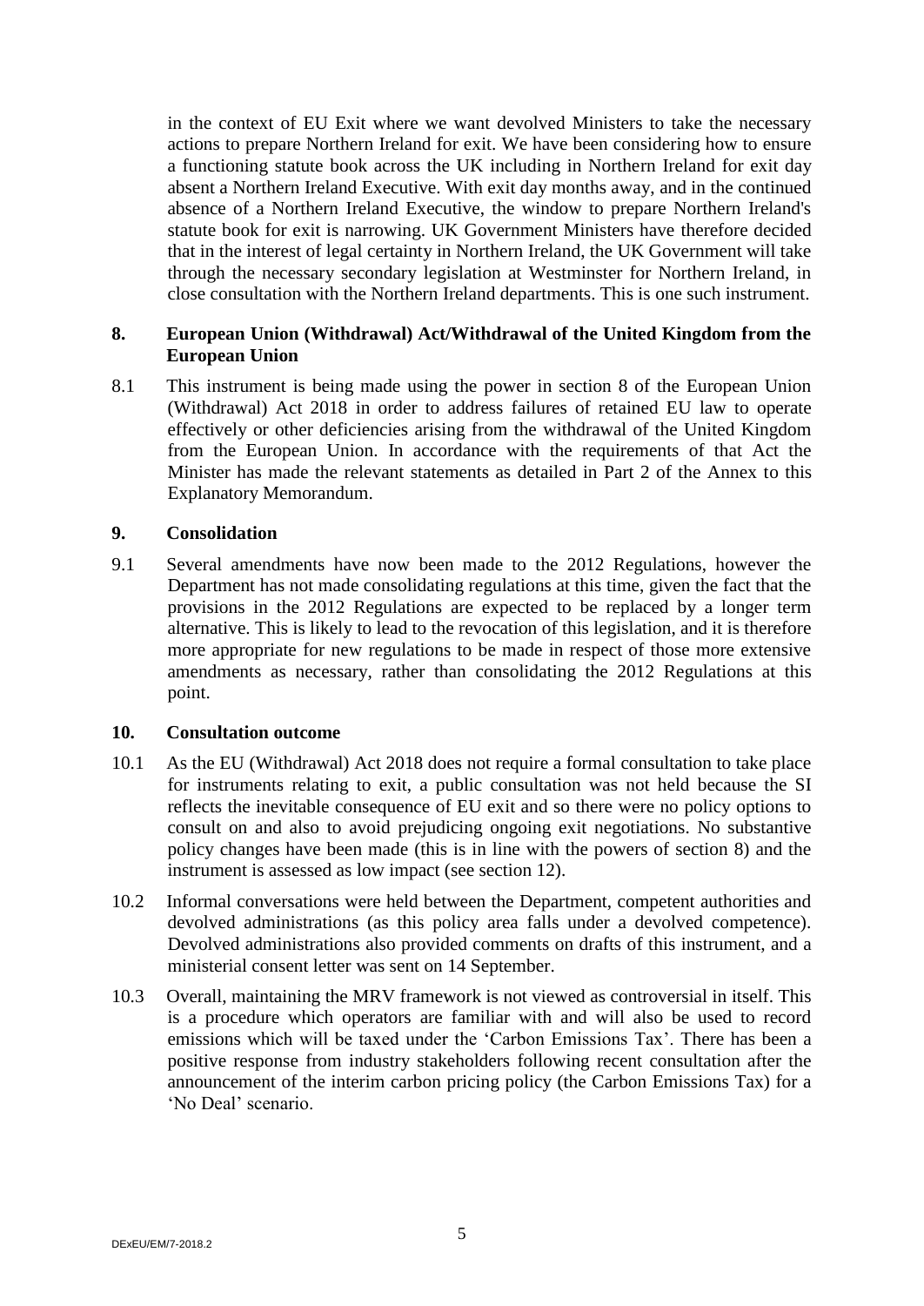in the context of EU Exit where we want devolved Ministers to take the necessary actions to prepare Northern Ireland for exit. We have been considering how to ensure a functioning statute book across the UK including in Northern Ireland for exit day absent a Northern Ireland Executive. With exit day months away, and in the continued absence of a Northern Ireland Executive, the window to prepare Northern Ireland's statute book for exit is narrowing. UK Government Ministers have therefore decided that in the interest of legal certainty in Northern Ireland, the UK Government will take through the necessary secondary legislation at Westminster for Northern Ireland, in close consultation with the Northern Ireland departments. This is one such instrument.

## 8. European Union (Withdrawal) Act/Withdrawal of the United Kingdom from the European Union

8.1 This instrument is being made using the power in section 8 of the European Union (Withdrawal) Act 2018 in order to address failures of retained EU law to operate effectively or other deficiencies arising from the withdrawal of the United Kingdom from the European Union. In accordance with the requirements of that Act the Minister has made the relevant statements as detailed in Part 2 of the Annex to this Explanatory Memorandum.

## 9. Consolidation

9.1 Several amendments have now been made to the 2012 Regulations, however the Department has not made consolidating regulations at this time, given the fact that the provisions in the 2012 Regulations are expected to be replaced by a longer term alternative. This is likely to lead to the revocation of this legislation, and it is therefore more appropriate for new regulations to be made in respect of those more extensive amendments as necessary, rather than consolidating the 2012 Regulations at this point.

## 10. Consultation outcome

10.1 As the EU (Withdrawal) Act 2018 does not require a formal consultation to take place for instruments relating to exit, a public consultation was not held because the SI reflects the inevitable consequence of EU exit and so there were no policy options to consult on and also to avoid prejudicing ongoing exit negotiations. No substantive policy changes have been made (this is in line with the powers of section 8) and the instrument is assessed as low impact (see section 12).

10.2 Informal conversations were held between the Department, competent authorities and devolved administrations (as this policy area falls under a devolved competence). Devolved administrations also provided comments on drafts of this instrument, and a ministerial consent letter was sent on 14 September.

10.3 Overall, maintaining the MRV framework is not viewed as controversial in itself. This is a procedure which operators are familiar with and will also be used to record emissions which will be taxed under the 'Carbon Emissions Tax'. There has been a positive response from industry stakeholders following recent consultation after the announcement of the interim carbon pricing policy (the Carbon Emissions Tax) for a 'No Deal' scenario.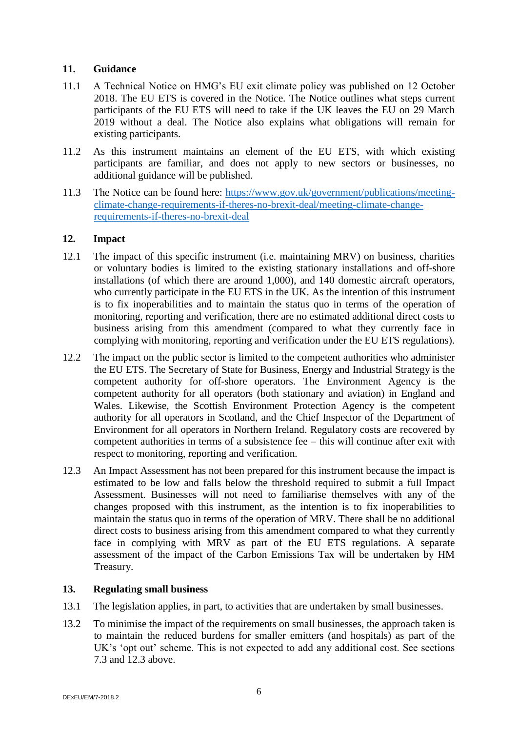## 11. Guidance

11.1 A Technical Notice on HMG's EU exit climate policy was published on 12 October 2018. The EU ETS is covered in the Notice. The Notice outlines what steps current participants of the EU ETS will need to take if the UK leaves the EU on 29 March 2019 without a deal. The Notice also explains what obligations will remain for existing participants.

11.2 As this instrument maintains an element of the EU ETS, with which existing participants are familiar, and does not apply to new sectors or businesses, no additional guidance will be published.

11.3 The Notice can be found here: [https://www.gov.uk/government/publications/meeting-climate-change-requirements-if-theres-no-brexit-deal/meeting-climate-change-requirements-if-theres-no-brexit-deal](https://www.gov.uk/government/publications/meeting-climate-change-requirements-if-theres-no-brexit-deal/meeting-climate-change-requirements-if-theres-no-brexit-deal)

## 12. Impact

12.1 The impact of this specific instrument (i.e. maintaining MRV) on business, charities or voluntary bodies is limited to the existing stationary installations and off-shore installations (of which there are around 1,000), and 140 domestic aircraft operators, who currently participate in the EU ETS in the UK. As the intention of this instrument is to fix inoperabilities and to maintain the status quo in terms of the operation of monitoring, reporting and verification, there are no estimated additional direct costs to business arising from this amendment (compared to what they currently face in complying with monitoring, reporting and verification under the EU ETS regulations).

12.2 The impact on the public sector is limited to the competent authorities who administer the EU ETS. The Secretary of State for Business, Energy and Industrial Strategy is the competent authority for off-shore operators. The Environment Agency is the competent authority for all operators (both stationary and aviation) in England and Wales. Likewise, the Scottish Environment Protection Agency is the competent authority for all operators in Scotland, and the Chief Inspector of the Department of Environment for all operators in Northern Ireland. Regulatory costs are recovered by competent authorities in terms of a subsistence fee – this will continue after exit with respect to monitoring, reporting and verification.

12.3 An Impact Assessment has not been prepared for this instrument because the impact is estimated to be low and falls below the threshold required to submit a full Impact Assessment. Businesses will not need to familiarise themselves with any of the changes proposed with this instrument, as the intention is to fix inoperabilities to maintain the status quo in terms of the operation of MRV. There shall be no additional direct costs to business arising from this amendment compared to what they currently face in complying with MRV as part of the EU ETS regulations. A separate assessment of the impact of the Carbon Emissions Tax will be undertaken by HM Treasury.

## 13. Regulating small business

13.1 The legislation applies, in part, to activities that are undertaken by small businesses.

13.2 To minimise the impact of the requirements on small businesses, the approach taken is to maintain the reduced burdens for smaller emitters (and hospitals) as part of the UK's 'opt out' scheme. This is not expected to add any additional cost. See sections 7.3 and 12.3 above.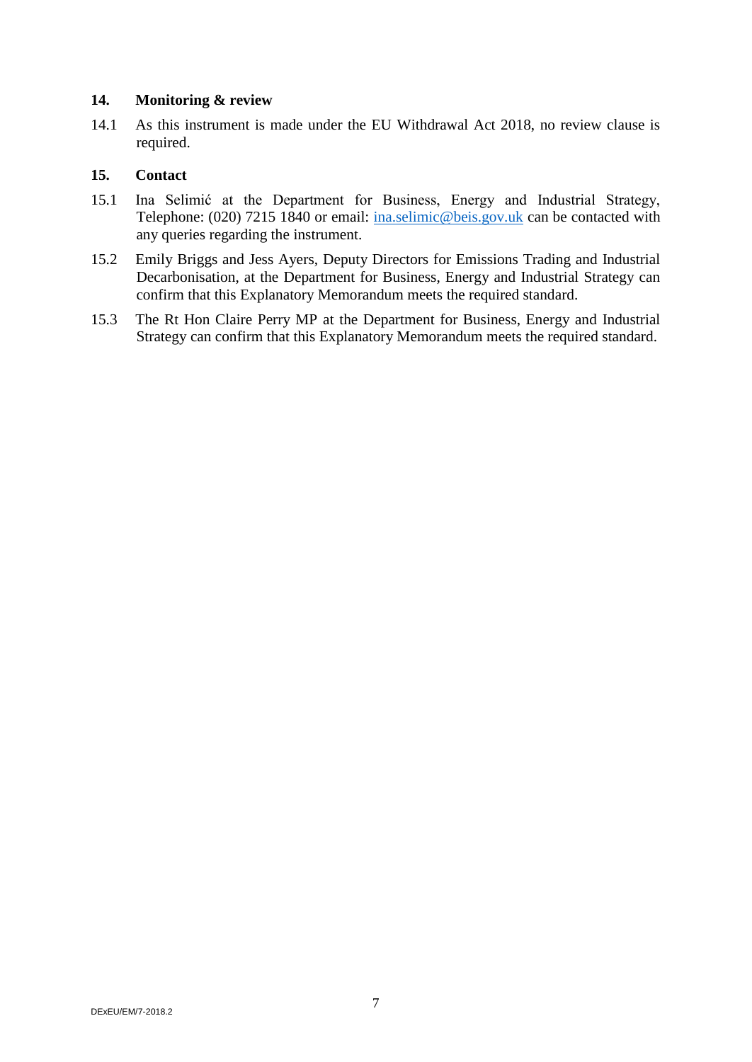## 14. Monitoring & review

14.1 As this instrument is made under the EU Withdrawal Act 2018, no review clause is required.

## 15. Contact

15.1 Ina Selimić at the Department for Business, Energy and Industrial Strategy, Telephone: (020) 7215 1840 or email: ina.selimic@beis.gov.uk can be contacted with any queries regarding the instrument.

15.2 Emily Briggs and Jess Ayers, Deputy Directors for Emissions Trading and Industrial Decarbonisation, at the Department for Business, Energy and Industrial Strategy can confirm that this Explanatory Memorandum meets the required standard.

15.3 The Rt Hon Claire Perry MP at the Department for Business, Energy and Industrial Strategy can confirm that this Explanatory Memorandum meets the required standard.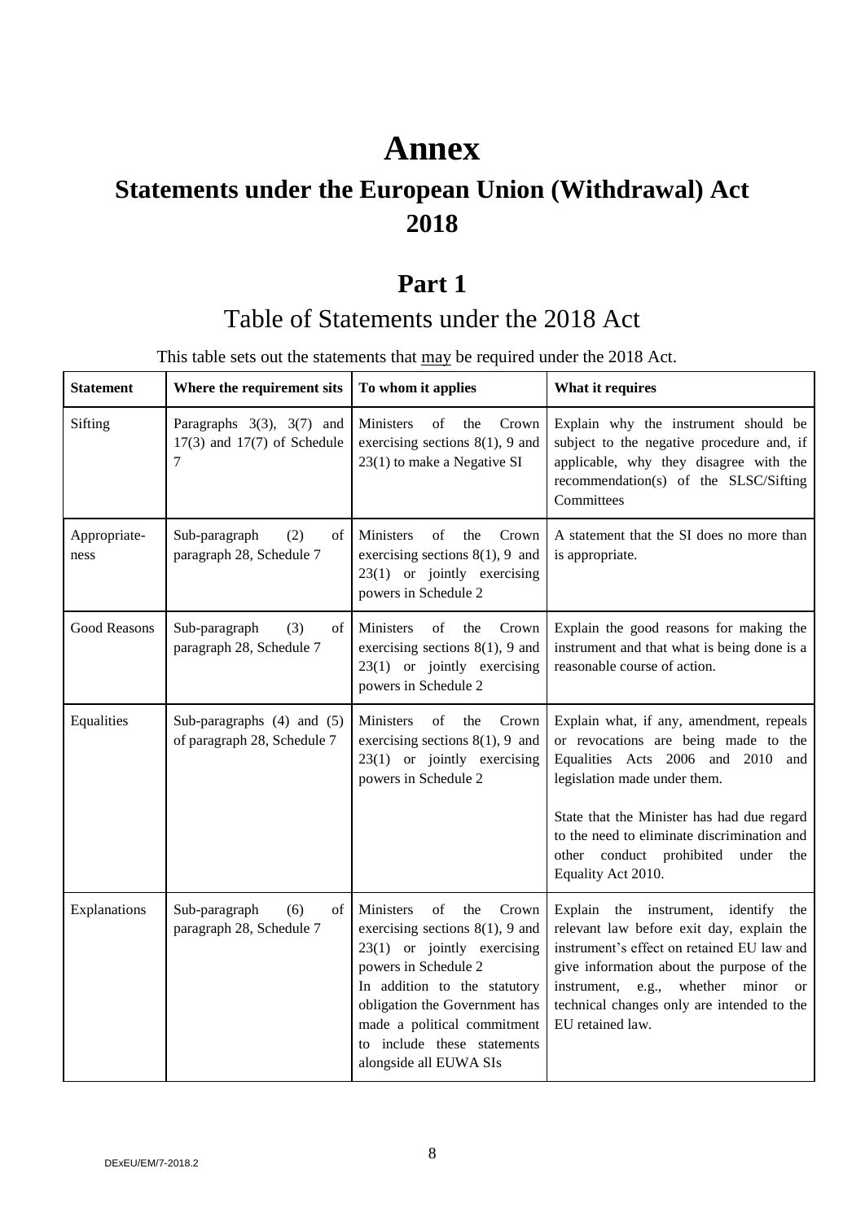# Annex

## Statements under the European Union (Withdrawal) Act 2018

## Part 1

### Table of Statements under the 2018 Act

This table sets out the statements that may be required under the 2018 Act.

| Statement | Where the requirement sits | To whom it applies | What it requires |
|---|---|---|---|
| Sifting | Paragraphs 3(3), 3(7) and 17(3) and 17(7) of Schedule 7 | Ministers of the Crown exercising sections 8(1), 9 and 23(1) to make a Negative SI | Explain why the instrument should be subject to the negative procedure and, if applicable, why they disagree with the recommendation(s) of the SLSC/Sifting Committees |
| Appropriate-ness | Sub-paragraph (2) of paragraph 28, Schedule 7 | Ministers of the Crown exercising sections 8(1), 9 and 23(1) or jointly exercising powers in Schedule 2 | A statement that the SI does no more than is appropriate. |
| Good Reasons | Sub-paragraph (3) of paragraph 28, Schedule 7 | Ministers of the Crown exercising sections 8(1), 9 and 23(1) or jointly exercising powers in Schedule 2 | Explain the good reasons for making the instrument and that what is being done is a reasonable course of action. |
| Equalities | Sub-paragraphs (4) and (5) of paragraph 28, Schedule 7 | Ministers of the Crown exercising sections 8(1), 9 and 23(1) or jointly exercising powers in Schedule 2 | Explain what, if any, amendment, repeals or revocations are being made to the Equalities Acts 2006 and 2010 and legislation made under them.<br><br>State that the Minister has had due regard to the need to eliminate discrimination and other conduct prohibited under the Equality Act 2010. |
| Explanations | Sub-paragraph (6) of paragraph 28, Schedule 7 | Ministers of the Crown exercising sections 8(1), 9 and 23(1) or jointly exercising powers in Schedule 2<br>In addition to the statutory obligation the Government has made a political commitment to include these statements alongside all EUWA SIs | Explain the instrument, identify the relevant law before exit day, explain the instrument's effect on retained EU law and give information about the purpose of the instrument, e.g., whether minor or technical changes only are intended to the EU retained law. |

DExEU/EM/7-2018.2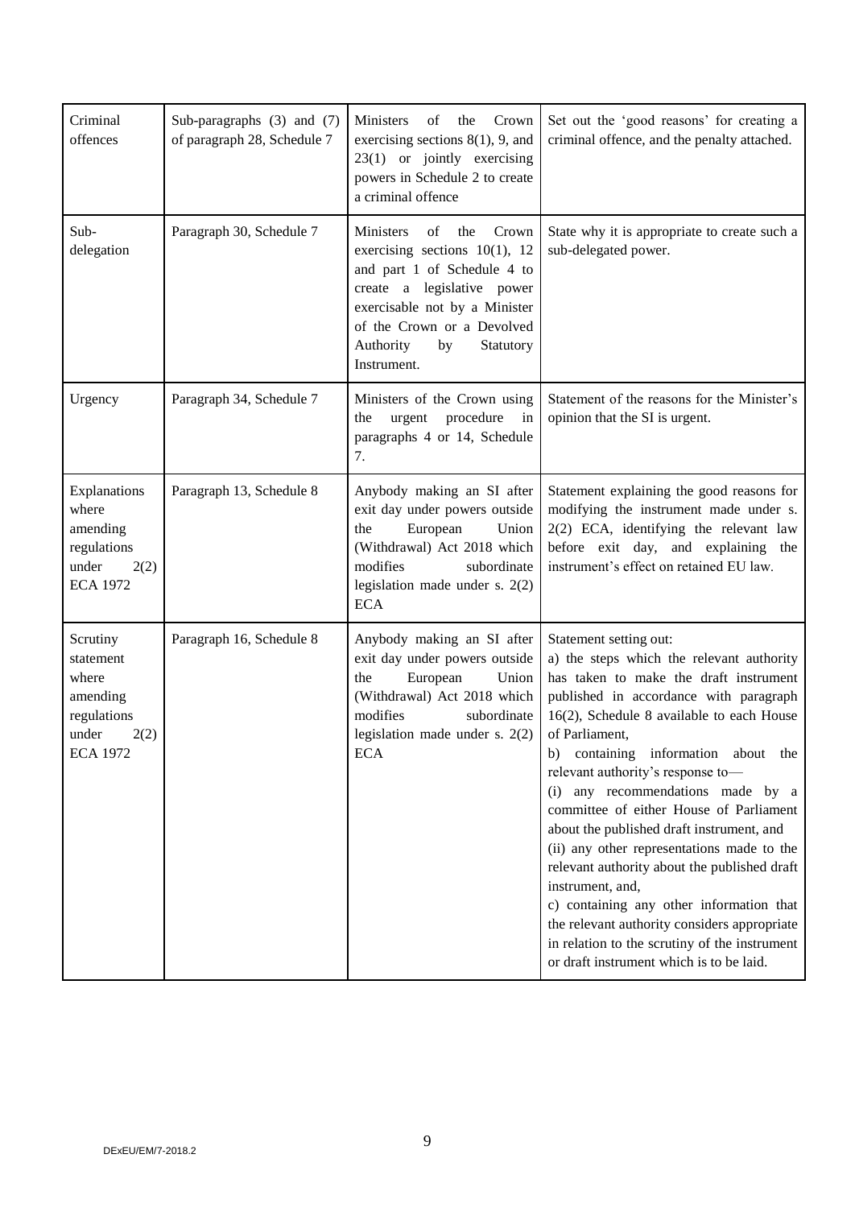| Criminal offences | Sub-paragraphs (3) and (7) of paragraph 28, Schedule 7 | Ministers of the Crown exercising sections 8(1), 9, and 23(1) or jointly exercising powers in Schedule 2 to create a criminal offence | Set out the 'good reasons' for creating a criminal offence, and the penalty attached. |
|---|---|---|---|
| Sub-delegation | Paragraph 30, Schedule 7 | Ministers of the Crown exercising sections 10(1), 12 and part 1 of Schedule 4 to create a legislative power exercisable not by a Minister of the Crown or a Devolved Authority by Statutory Instrument. | State why it is appropriate to create such a sub-delegated power. |
| Urgency | Paragraph 34, Schedule 7 | Ministers of the Crown using the urgent procedure in paragraphs 4 or 14, Schedule 7. | Statement of the reasons for the Minister's opinion that the SI is urgent. |
| Explanations where amending regulations under 2(2) ECA 1972 | Paragraph 13, Schedule 8 | Anybody making an SI after exit day under powers outside the European Union (Withdrawal) Act 2018 which modifies subordinate legislation made under s. 2(2) ECA | Statement explaining the good reasons for modifying the instrument made under s. 2(2) ECA, identifying the relevant law before exit day, and explaining the instrument's effect on retained EU law. |
| Scrutiny statement where amending regulations under 2(2) ECA 1972 | Paragraph 16, Schedule 8 | Anybody making an SI after exit day under powers outside the European Union (Withdrawal) Act 2018 which modifies subordinate legislation made under s. 2(2) ECA | Statement setting out:<br>a) the steps which the relevant authority has taken to make the draft instrument published in accordance with paragraph 16(2), Schedule 8 available to each House of Parliament,<br>b) containing information about the relevant authority's response to—<br>(i) any recommendations made by a committee of either House of Parliament about the published draft instrument, and<br>(ii) any other representations made to the relevant authority about the published draft instrument, and,<br>c) containing any other information that the relevant authority considers appropriate in relation to the scrutiny of the instrument or draft instrument which is to be laid. |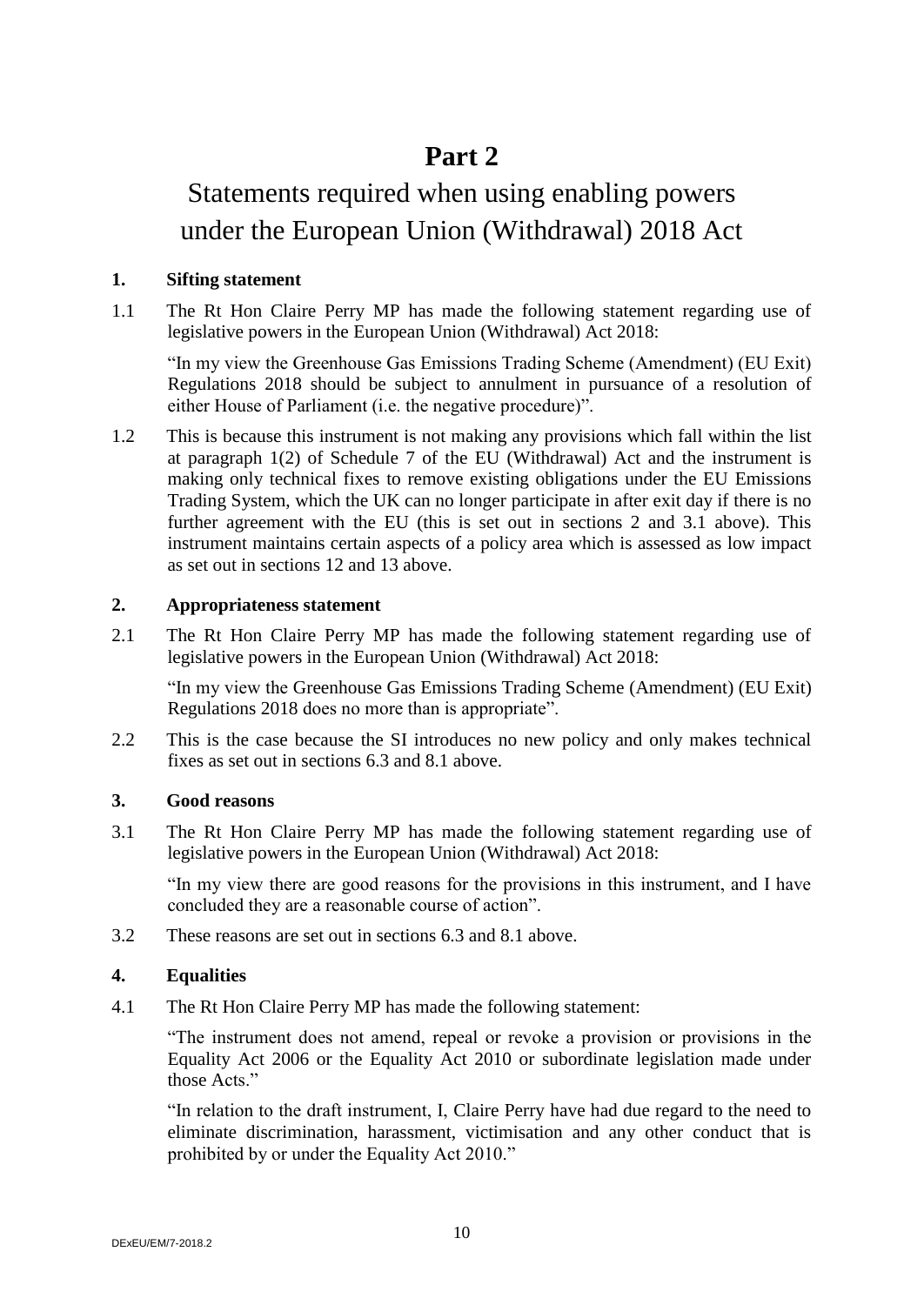# Part 2

## Statements required when using enabling powers under the European Union (Withdrawal) 2018 Act

**1. Sifting statement**

1.1 The Rt Hon Claire Perry MP has made the following statement regarding use of legislative powers in the European Union (Withdrawal) Act 2018:

"In my view the Greenhouse Gas Emissions Trading Scheme (Amendment) (EU Exit) Regulations 2018 should be subject to annulment in pursuance of a resolution of either House of Parliament (i.e. the negative procedure)".

1.2 This is because this instrument is not making any provisions which fall within the list at paragraph 1(2) of Schedule 7 of the EU (Withdrawal) Act and the instrument is making only technical fixes to remove existing obligations under the EU Emissions Trading System, which the UK can no longer participate in after exit day if there is no further agreement with the EU (this is set out in sections 2 and 3.1 above). This instrument maintains certain aspects of a policy area which is assessed as low impact as set out in sections 12 and 13 above.

**2. Appropriateness statement**

2.1 The Rt Hon Claire Perry MP has made the following statement regarding use of legislative powers in the European Union (Withdrawal) Act 2018:

"In my view the Greenhouse Gas Emissions Trading Scheme (Amendment) (EU Exit) Regulations 2018 does no more than is appropriate".

2.2 This is the case because the SI introduces no new policy and only makes technical fixes as set out in sections 6.3 and 8.1 above.

**3. Good reasons**

3.1 The Rt Hon Claire Perry MP has made the following statement regarding use of legislative powers in the European Union (Withdrawal) Act 2018:

"In my view there are good reasons for the provisions in this instrument, and I have concluded they are a reasonable course of action".

3.2 These reasons are set out in sections 6.3 and 8.1 above.

**4. Equalities**

4.1 The Rt Hon Claire Perry MP has made the following statement:

"The instrument does not amend, repeal or revoke a provision or provisions in the Equality Act 2006 or the Equality Act 2010 or subordinate legislation made under those Acts."

"In relation to the draft instrument, I, Claire Perry have had due regard to the need to eliminate discrimination, harassment, victimisation and any other conduct that is prohibited by or under the Equality Act 2010."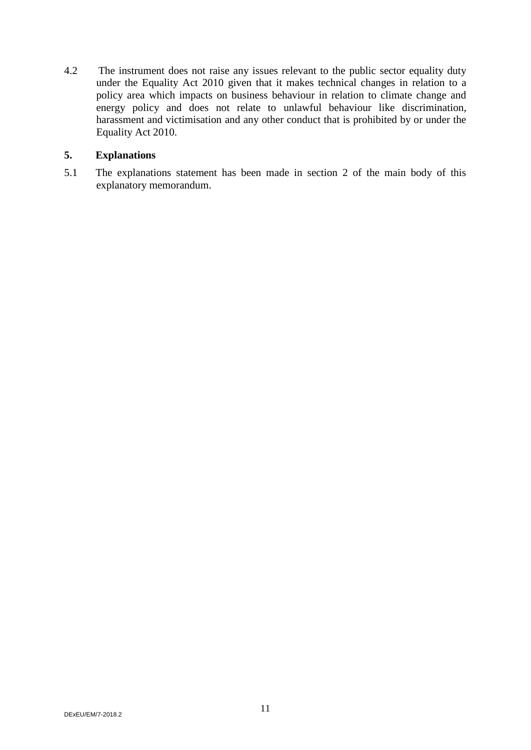4.2 The instrument does not raise any issues relevant to the public sector equality duty under the Equality Act 2010 given that it makes technical changes in relation to a policy area which impacts on business behaviour in relation to climate change and energy policy and does not relate to unlawful behaviour like discrimination, harassment and victimisation and any other conduct that is prohibited by or under the Equality Act 2010.

## 5. Explanations

5.1 The explanations statement has been made in section 2 of the main body of this explanatory memorandum.